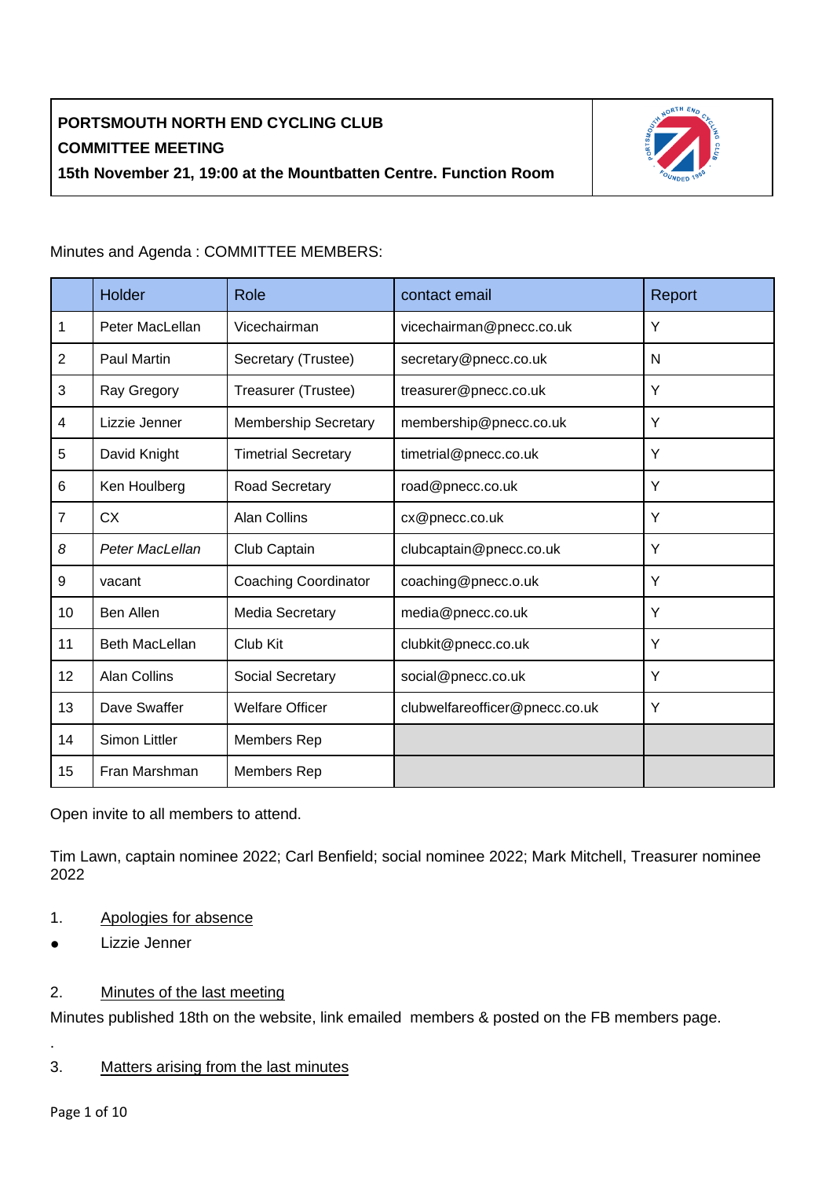**PORTSMOUTH NORTH END CYCLING CLUB**

**COMMITTEE MEETING**

**15th November 21, 19:00 at the Mountbatten Centre. Function Room**

Minutes and Agenda : COMMITTEE MEMBERS:

| | Holder | Role | contact email | Report |
|---|---|---|---|---|
| 1 | Peter MacLellan | Vicechairman | vicechairman@pnecc.co.uk | Y |
| 2 | Paul Martin | Secretary (Trustee) | secretary@pnecc.co.uk | N |
| 3 | Ray Gregory | Treasurer (Trustee) | treasurer@pnecc.co.uk | Y |
| 4 | Lizzie Jenner | Membership Secretary | membership@pnecc.co.uk | Y |
| 5 | David Knight | Timetrial Secretary | timetrial@pnecc.co.uk | Y |
| 6 | Ken Houlberg | Road Secretary | road@pnecc.co.uk | Y |
| 7 | CX | Alan Collins | cx@pnecc.co.uk | Y |
| *8* | *Peter MacLellan* | Club Captain | clubcaptain@pnecc.co.uk | Y |
| 9 | vacant | Coaching Coordinator | coaching@pnecc.o.uk | Y |
| 10 | Ben Allen | Media Secretary | media@pnecc.co.uk | Y |
| 11 | Beth MacLellan | Club Kit | clubkit@pnecc.co.uk | Y |
| 12 | Alan Collins | Social Secretary | social@pnecc.co.uk | Y |
| 13 | Dave Swaffer | Welfare Officer | clubwelfareofficer@pnecc.co.uk | Y |
| 14 | Simon Littler | Members Rep | | |
| 15 | Fran Marshman | Members Rep | | |

Open invite to all members to attend.

Tim Lawn, captain nominee 2022; Carl Benfield; social nominee 2022; Mark Mitchell, Treasurer nominee 2022

1. Apologies for absence

- Lizzie Jenner

2. Minutes of the last meeting

Minutes published 18th on the website, link emailed members & posted on the FB members page.

.

3. Matters arising from the last minutes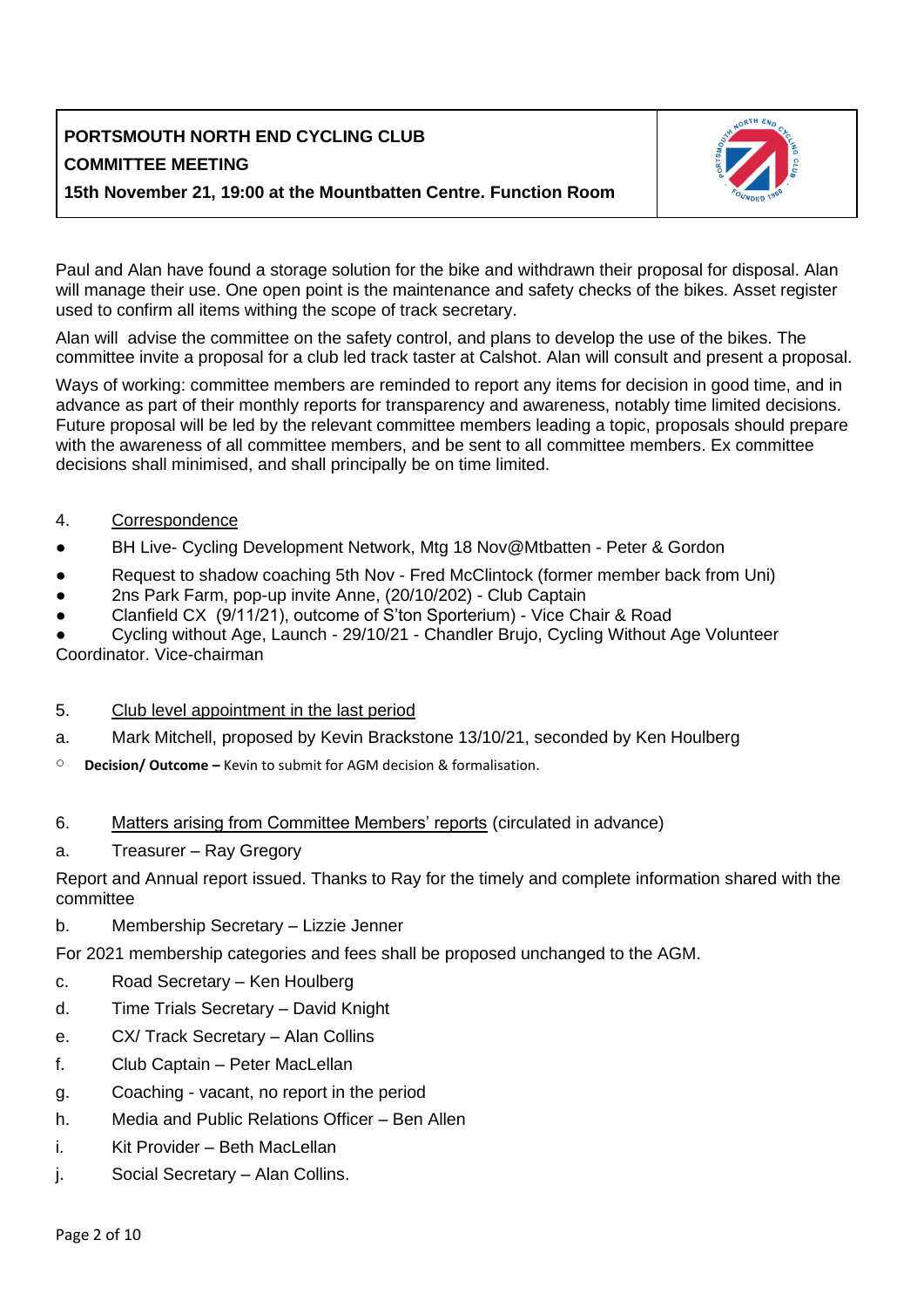| PORTSMOUTH NORTH END CYCLING CLUB<br>COMMITTEE MEETING<br>15th November 21, 19:00 at the Mountbatten Centre. Function Room | |
|---|---|

Paul and Alan have found a storage solution for the bike and withdrawn their proposal for disposal. Alan will manage their use. One open point is the maintenance and safety checks of the bikes. Asset register used to confirm all items withing the scope of track secretary.

Alan will advise the committee on the safety control, and plans to develop the use of the bikes. The committee invite a proposal for a club led track taster at Calshot. Alan will consult and present a proposal.

Ways of working: committee members are reminded to report any items for decision in good time, and in advance as part of their monthly reports for transparency and awareness, notably time limited decisions. Future proposal will be led by the relevant committee members leading a topic, proposals should prepare with the awareness of all committee members, and be sent to all committee members. Ex committee decisions shall minimised, and shall principally be on time limited.

4. Correspondence

- BH Live- Cycling Development Network, Mtg 18 Nov@Mtbatten - Peter & Gordon
- Request to shadow coaching 5th Nov - Fred McClintock (former member back from Uni)
- 2ns Park Farm, pop-up invite Anne, (20/10/202) - Club Captain
- Clanfield CX (9/11/21), outcome of S'ton Sporterium) - Vice Chair & Road
- Cycling without Age, Launch - 29/10/21 - Chandler Brujo, Cycling Without Age Volunteer Coordinator. Vice-chairman

5. Club level appointment in the last period

a. Mark Mitchell, proposed by Kevin Brackstone 13/10/21, seconded by Ken Houlberg

- **Decision/ Outcome –** Kevin to submit for AGM decision & formalisation.

6. Matters arising from Committee Members' reports (circulated in advance)

a. Treasurer – Ray Gregory

Report and Annual report issued. Thanks to Ray for the timely and complete information shared with the committee

b. Membership Secretary – Lizzie Jenner

For 2021 membership categories and fees shall be proposed unchanged to the AGM.

c. Road Secretary – Ken Houlberg

d. Time Trials Secretary – David Knight

e. CX/ Track Secretary – Alan Collins

f. Club Captain – Peter MacLellan

g. Coaching - vacant, no report in the period

h. Media and Public Relations Officer – Ben Allen

i. Kit Provider – Beth MacLellan

j. Social Secretary – Alan Collins.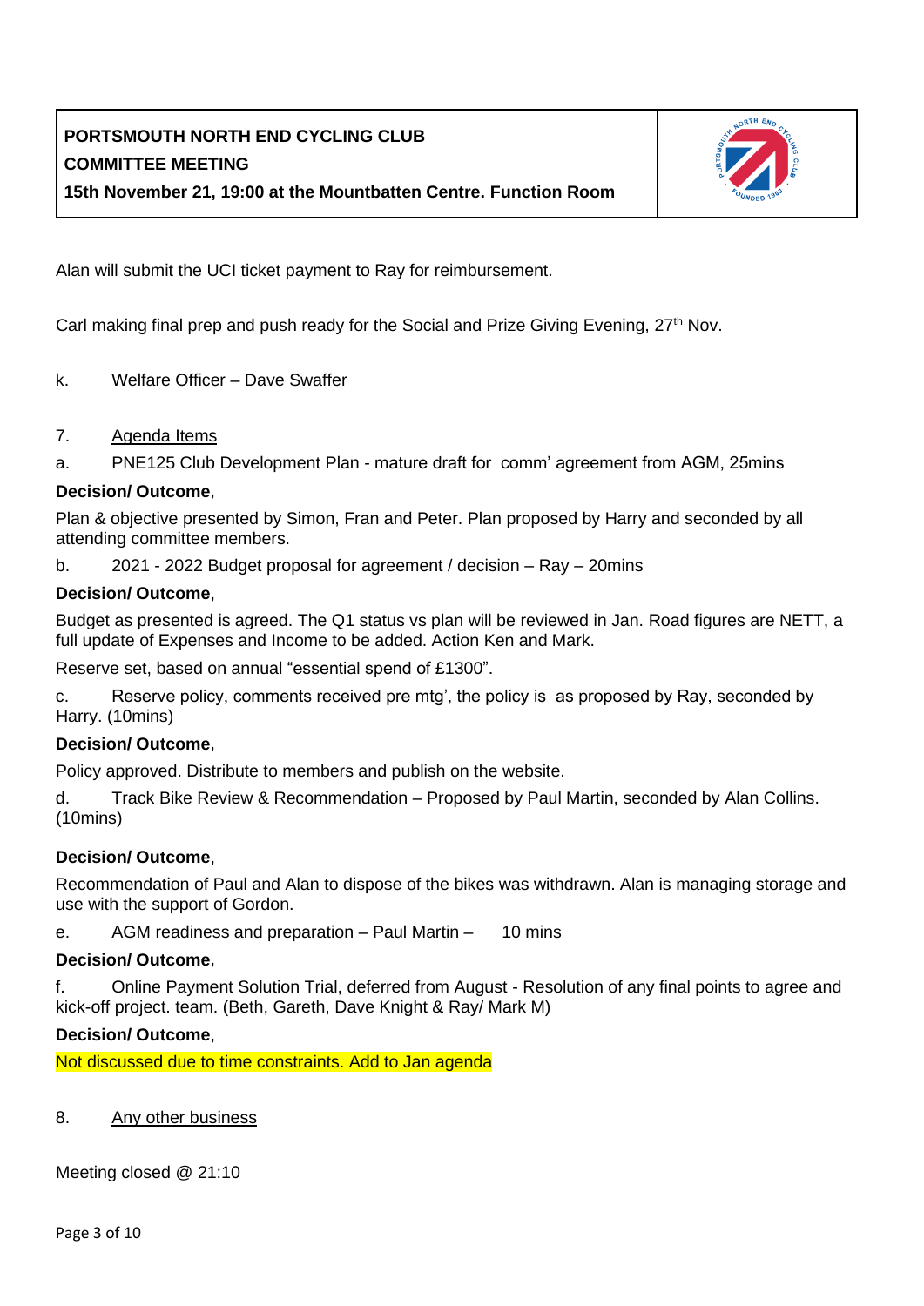| **PORTSMOUTH NORTH END CYCLING CLUB**<br>**COMMITTEE MEETING**<br>**15th November 21, 19:00 at the Mountbatten Centre. Function Room** | |
|---|---|

Alan will submit the UCI ticket payment to Ray for reimbursement.

Carl making final prep and push ready for the Social and Prize Giving Evening, 27th Nov.

k. Welfare Officer – Dave Swaffer

7. Agenda Items

a. PNE125 Club Development Plan - mature draft for comm' agreement from AGM, 25mins

**Decision/ Outcome**,

Plan & objective presented by Simon, Fran and Peter. Plan proposed by Harry and seconded by all attending committee members.

b. 2021 - 2022 Budget proposal for agreement / decision – Ray – 20mins

**Decision/ Outcome**,

Budget as presented is agreed. The Q1 status vs plan will be reviewed in Jan. Road figures are NETT, a full update of Expenses and Income to be added. Action Ken and Mark.

Reserve set, based on annual "essential spend of £1300".

c. Reserve policy, comments received pre mtg', the policy is as proposed by Ray, seconded by Harry. (10mins)

**Decision/ Outcome**,

Policy approved. Distribute to members and publish on the website.

d. Track Bike Review & Recommendation – Proposed by Paul Martin, seconded by Alan Collins. (10mins)

**Decision/ Outcome**,

Recommendation of Paul and Alan to dispose of the bikes was withdrawn. Alan is managing storage and use with the support of Gordon.

e. AGM readiness and preparation – Paul Martin – 10 mins

**Decision/ Outcome**,

f. Online Payment Solution Trial, deferred from August - Resolution of any final points to agree and kick-off project. team. (Beth, Gareth, Dave Knight & Ray/ Mark M)

**Decision/ Outcome**,

Not discussed due to time constraints. Add to Jan agenda

8. Any other business

Meeting closed @ 21:10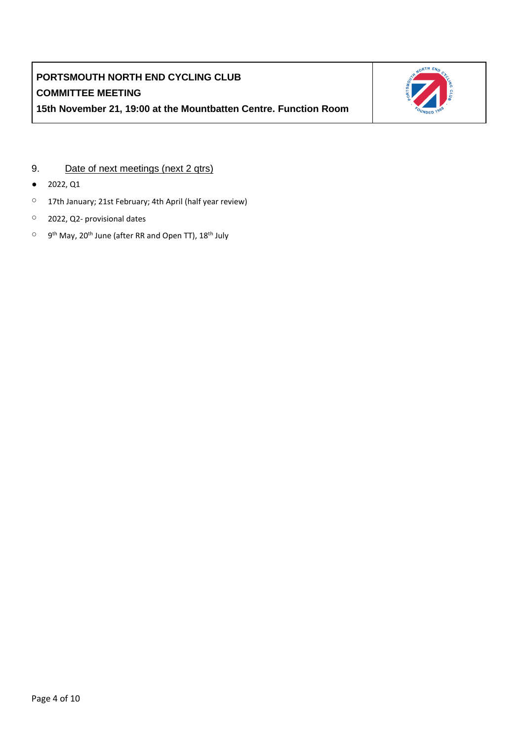**PORTSMOUTH NORTH END CYCLING CLUB**
**COMMITTEE MEETING**
**15th November 21, 19:00 at the Mountbatten Centre. Function Room**

9. Date of next meetings (next 2 qtrs)

- 2022, Q1
  - 17th January; 21st February; 4th April (half year review)
  - 2022, Q2- provisional dates
  - 9th May, 20th June (after RR and Open TT), 18th July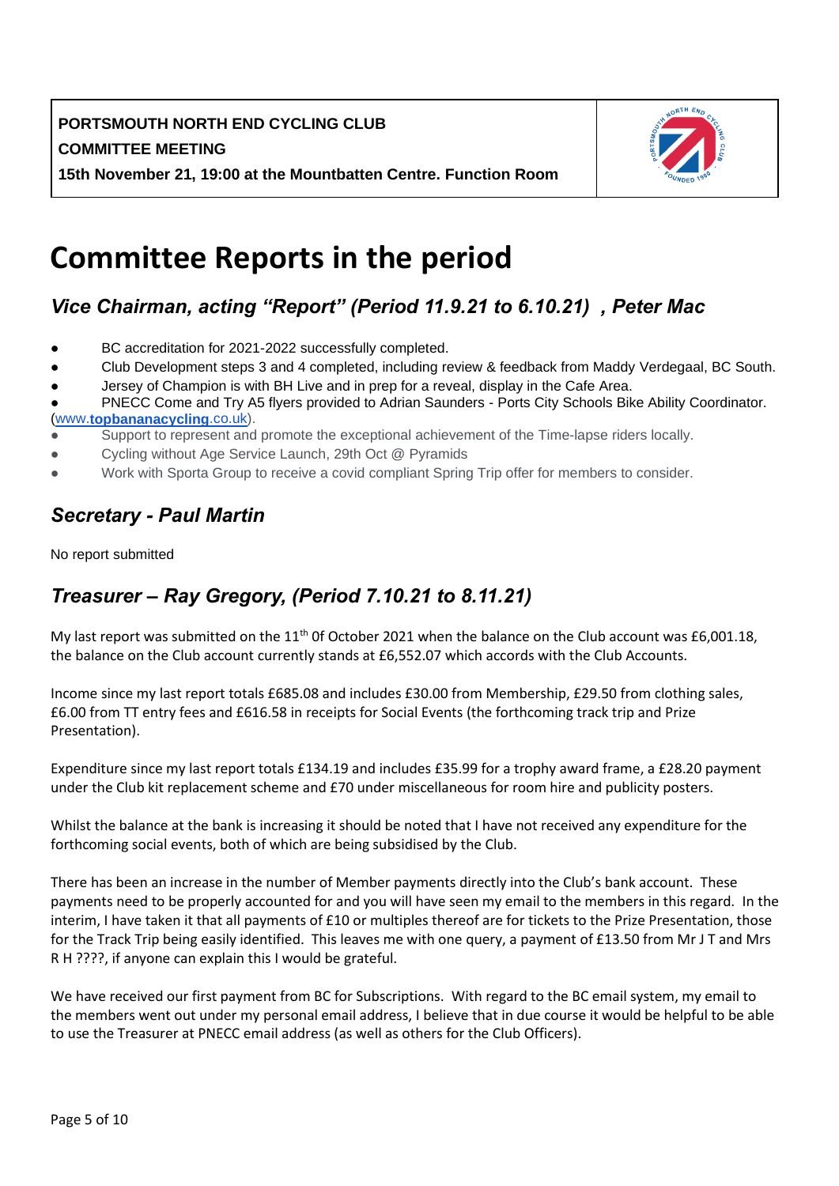**PORTSMOUTH NORTH END CYCLING CLUB**
**COMMITTEE MEETING**
**15th November 21, 19:00 at the Mountbatten Centre. Function Room**

# Committee Reports in the period

## *Vice Chairman, acting "Report" (Period 11.9.21 to 6.10.21) , Peter Mac*

- BC accreditation for 2021-2022 successfully completed.
- Club Development steps 3 and 4 completed, including review & feedback from Maddy Verdegaal, BC South.
- Jersey of Champion is with BH Live and in prep for a reveal, display in the Cafe Area.
- PNECC Come and Try A5 flyers provided to Adrian Saunders - Ports City Schools Bike Ability Coordinator. (www.**topbananacycling**.co.uk).
- Support to represent and promote the exceptional achievement of the Time-lapse riders locally.
- Cycling without Age Service Launch, 29th Oct @ Pyramids
- Work with Sporta Group to receive a covid compliant Spring Trip offer for members to consider.

## *Secretary - Paul Martin*

No report submitted

## *Treasurer – Ray Gregory, (Period 7.10.21 to 8.11.21)*

My last report was submitted on the 11th 0f October 2021 when the balance on the Club account was £6,001.18, the balance on the Club account currently stands at £6,552.07 which accords with the Club Accounts.

Income since my last report totals £685.08 and includes £30.00 from Membership, £29.50 from clothing sales, £6.00 from TT entry fees and £616.58 in receipts for Social Events (the forthcoming track trip and Prize Presentation).

Expenditure since my last report totals £134.19 and includes £35.99 for a trophy award frame, a £28.20 payment under the Club kit replacement scheme and £70 under miscellaneous for room hire and publicity posters.

Whilst the balance at the bank is increasing it should be noted that I have not received any expenditure for the forthcoming social events, both of which are being subsidised by the Club.

There has been an increase in the number of Member payments directly into the Club's bank account. These payments need to be properly accounted for and you will have seen my email to the members in this regard. In the interim, I have taken it that all payments of £10 or multiples thereof are for tickets to the Prize Presentation, those for the Track Trip being easily identified. This leaves me with one query, a payment of £13.50 from Mr J T and Mrs R H ????, if anyone can explain this I would be grateful.

We have received our first payment from BC for Subscriptions. With regard to the BC email system, my email to the members went out under my personal email address, I believe that in due course it would be helpful to be able to use the Treasurer at PNECC email address (as well as others for the Club Officers).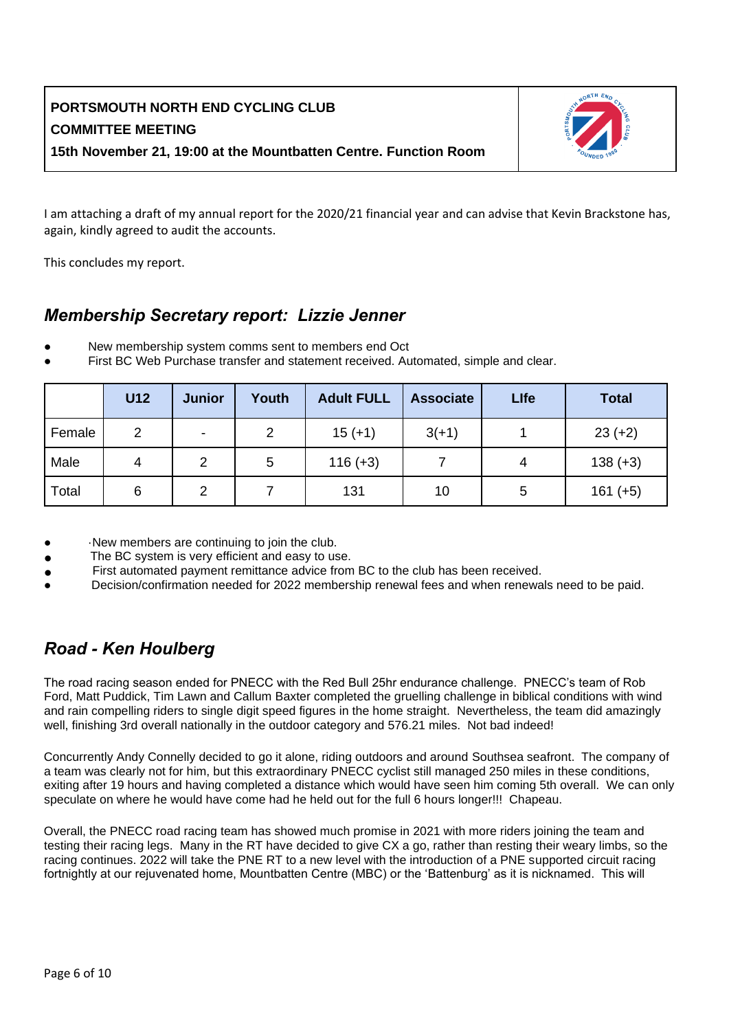**PORTSMOUTH NORTH END CYCLING CLUB**
**COMMITTEE MEETING**
**15th November 21, 19:00 at the Mountbatten Centre. Function Room**

I am attaching a draft of my annual report for the 2020/21 financial year and can advise that Kevin Brackstone has, again, kindly agreed to audit the accounts.

This concludes my report.

## *Membership Secretary report: Lizzie Jenner*

- New membership system comms sent to members end Oct
- First BC Web Purchase transfer and statement received. Automated, simple and clear.

| | U12 | Junior | Youth | Adult FULL | Associate | LIfe | Total |
|---|---|---|---|---|---|---|---|
| Female | 2 | - | 2 | 15 (+1) | 3(+1) | 1 | 23 (+2) |
| Male | 4 | 2 | 5 | 116 (+3) | 7 | 4 | 138 (+3) |
| Total | 6 | 2 | 7 | 131 | 10 | 5 | 161 (+5) |

- ·New members are continuing to join the club.
- The BC system is very efficient and easy to use.
- First automated payment remittance advice from BC to the club has been received.
- Decision/confirmation needed for 2022 membership renewal fees and when renewals need to be paid.

## *Road - Ken Houlberg*

The road racing season ended for PNECC with the Red Bull 25hr endurance challenge. PNECC's team of Rob Ford, Matt Puddick, Tim Lawn and Callum Baxter completed the gruelling challenge in biblical conditions with wind and rain compelling riders to single digit speed figures in the home straight. Nevertheless, the team did amazingly well, finishing 3rd overall nationally in the outdoor category and 576.21 miles. Not bad indeed!

Concurrently Andy Connelly decided to go it alone, riding outdoors and around Southsea seafront. The company of a team was clearly not for him, but this extraordinary PNECC cyclist still managed 250 miles in these conditions, exiting after 19 hours and having completed a distance which would have seen him coming 5th overall. We can only speculate on where he would have come had he held out for the full 6 hours longer!!! Chapeau.

Overall, the PNECC road racing team has showed much promise in 2021 with more riders joining the team and testing their racing legs. Many in the RT have decided to give CX a go, rather than resting their weary limbs, so the racing continues. 2022 will take the PNE RT to a new level with the introduction of a PNE supported circuit racing fortnightly at our rejuvenated home, Mountbatten Centre (MBC) or the 'Battenburg' as it is nicknamed. This will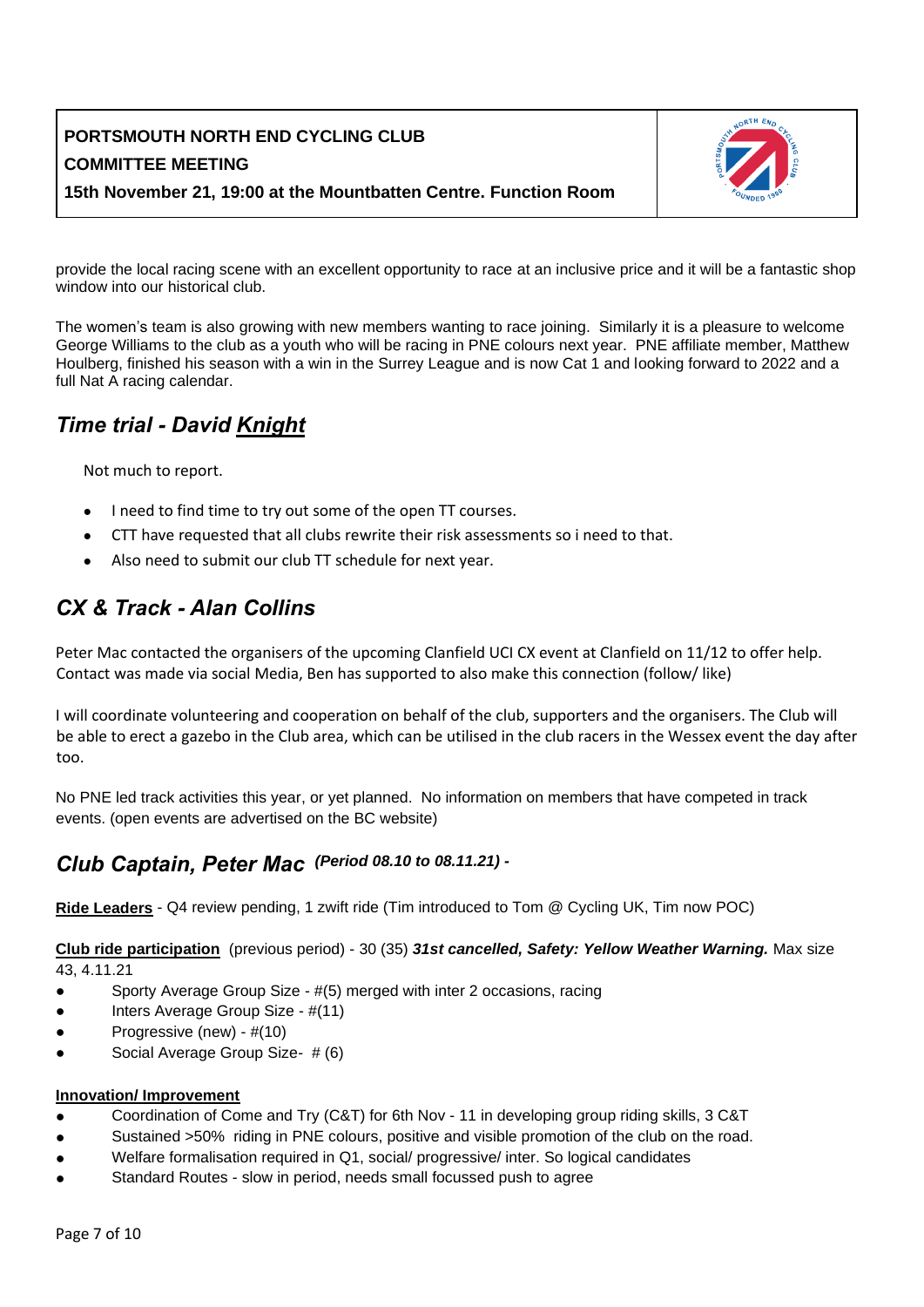provide the local racing scene with an excellent opportunity to race at an inclusive price and it will be a fantastic shop window into our historical club.

The women's team is also growing with new members wanting to race joining. Similarly it is a pleasure to welcome George Williams to the club as a youth who will be racing in PNE colours next year. PNE affiliate member, Matthew Houlberg, finished his season with a win in the Surrey League and is now Cat 1 and looking forward to 2022 and a full Nat A racing calendar.

## *Time trial - David Knight*

Not much to report.

- I need to find time to try out some of the open TT courses.
- CTT have requested that all clubs rewrite their risk assessments so i need to that.
- Also need to submit our club TT schedule for next year.

## *CX & Track - Alan Collins*

Peter Mac contacted the organisers of the upcoming Clanfield UCI CX event at Clanfield on 11/12 to offer help. Contact was made via social Media, Ben has supported to also make this connection (follow/ like)

I will coordinate volunteering and cooperation on behalf of the club, supporters and the organisers. The Club will be able to erect a gazebo in the Club area, which can be utilised in the club racers in the Wessex event the day after too.

No PNE led track activities this year, or yet planned. No information on members that have competed in track events. (open events are advertised on the BC website)

## *Club Captain, Peter Mac (Period 08.10 to 08.11.21) -*

**Ride Leaders** - Q4 review pending, 1 zwift ride (Tim introduced to Tom @ Cycling UK, Tim now POC)

**Club ride participation** (previous period) - 30 (35) ***31st cancelled, Safety: Yellow Weather Warning.*** Max size 43, 4.11.21

- Sporty Average Group Size - #(5) merged with inter 2 occasions, racing
- Inters Average Group Size - #(11)
- Progressive (new) - #(10)
- Social Average Group Size- # (6)

**Innovation/ Improvement**

- Coordination of Come and Try (C&T) for 6th Nov - 11 in developing group riding skills, 3 C&T
- Sustained >50% riding in PNE colours, positive and visible promotion of the club on the road.
- Welfare formalisation required in Q1, social/ progressive/ inter. So logical candidates
- Standard Routes - slow in period, needs small focussed push to agree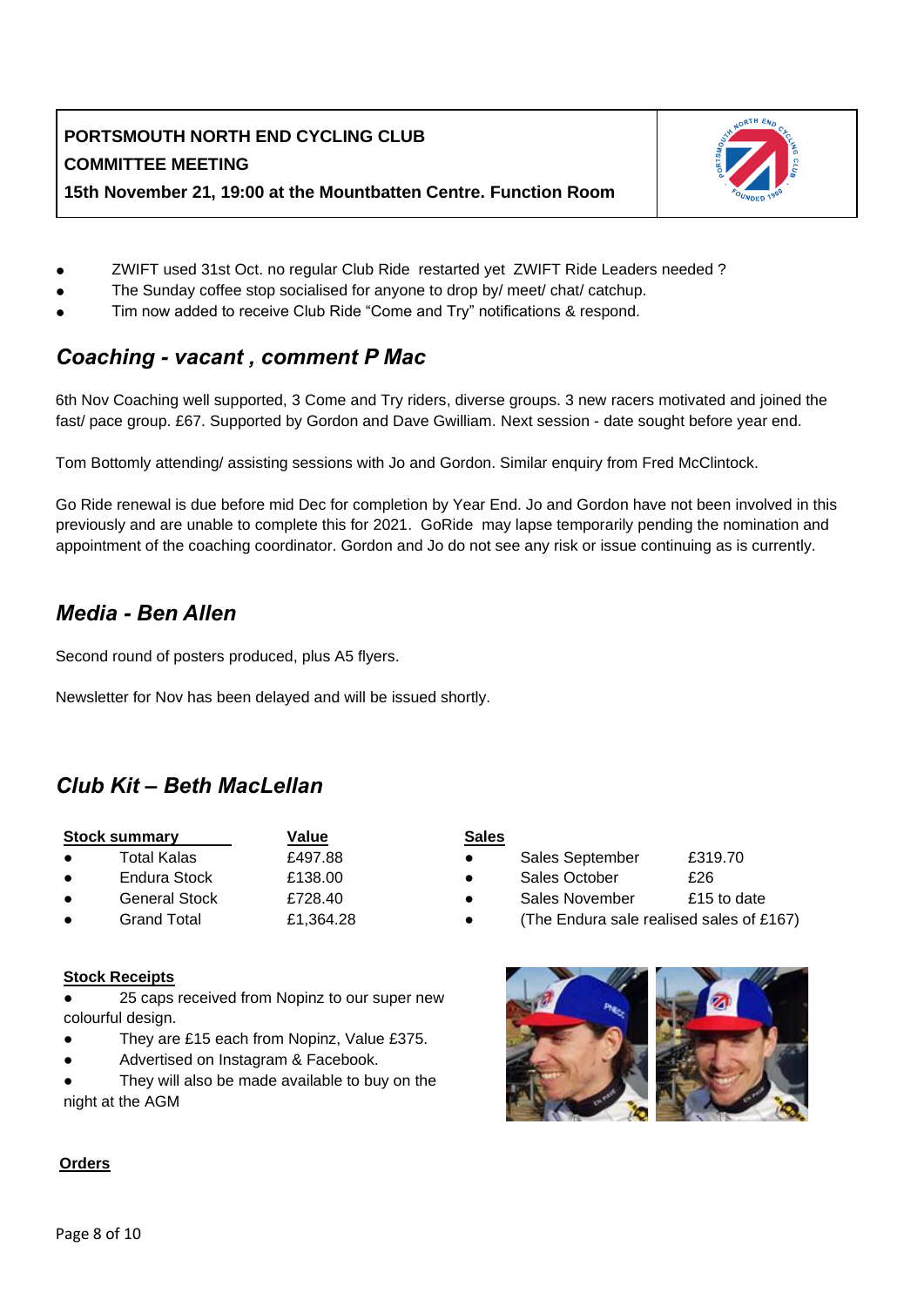**PORTSMOUTH NORTH END CYCLING CLUB**
**COMMITTEE MEETING**
**15th November 21, 19:00 at the Mountbatten Centre. Function Room**

- ZWIFT used 31st Oct. no regular Club Ride restarted yet ZWIFT Ride Leaders needed ?
- The Sunday coffee stop socialised for anyone to drop by/ meet/ chat/ catchup.
- Tim now added to receive Club Ride "Come and Try" notifications & respond.

## *Coaching - vacant , comment P Mac*

6th Nov Coaching well supported, 3 Come and Try riders, diverse groups. 3 new racers motivated and joined the fast/ pace group. £67. Supported by Gordon and Dave Gwilliam. Next session - date sought before year end.

Tom Bottomly attending/ assisting sessions with Jo and Gordon. Similar enquiry from Fred McClintock.

Go Ride renewal is due before mid Dec for completion by Year End. Jo and Gordon have not been involved in this previously and are unable to complete this for 2021. GoRide may lapse temporarily pending the nomination and appointment of the coaching coordinator. Gordon and Jo do not see any risk or issue continuing as is currently.

## *Media - Ben Allen*

Second round of posters produced, plus A5 flyers.

Newsletter for Nov has been delayed and will be issued shortly.

## *Club Kit – Beth MacLellan*

| Stock summary | Value |
|---|---|
| Total Kalas | £497.88 |
| Endura Stock | £138.00 |
| General Stock | £728.40 |
| Grand Total | £1,364.28 |

**Sales**

- Sales September £319.70
- Sales October £26
- Sales November £15 to date
- (The Endura sale realised sales of £167)

**Stock Receipts**

- 25 caps received from Nopinz to our super new colourful design.
- They are £15 each from Nopinz, Value £375.
- Advertised on Instagram & Facebook.
- They will also be made available to buy on the night at the AGM

**Orders**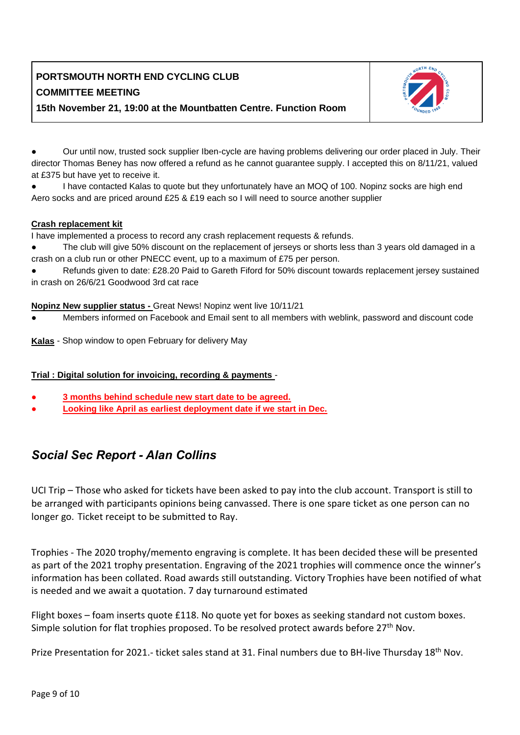**PORTSMOUTH NORTH END CYCLING CLUB**
**COMMITTEE MEETING**
**15th November 21, 19:00 at the Mountbatten Centre. Function Room**

- Our until now, trusted sock supplier Iben-cycle are having problems delivering our order placed in July. Their director Thomas Beney has now offered a refund as he cannot guarantee supply. I accepted this on 8/11/21, valued at £375 but have yet to receive it.
- I have contacted Kalas to quote but they unfortunately have an MOQ of 100. Nopinz socks are high end Aero socks and are priced around £25 & £19 each so I will need to source another supplier

**Crash replacement kit**

I have implemented a process to record any crash replacement requests & refunds.

- The club will give 50% discount on the replacement of jerseys or shorts less than 3 years old damaged in a crash on a club run or other PNECC event, up to a maximum of £75 per person.
- Refunds given to date: £28.20 Paid to Gareth Fiford for 50% discount towards replacement jersey sustained in crash on 26/6/21 Goodwood 3rd cat race

**Nopinz New supplier status -** Great News! Nopinz went live 10/11/21

- Members informed on Facebook and Email sent to all members with weblink, password and discount code

**Kalas** - Shop window to open February for delivery May

**Trial : Digital solution for invoicing, recording & payments** -

- **3 months behind schedule new start date to be agreed.**
- **Looking like April as earliest deployment date if we start in Dec.**

## *Social Sec Report - Alan Collins*

UCI Trip – Those who asked for tickets have been asked to pay into the club account. Transport is still to be arranged with participants opinions being canvassed. There is one spare ticket as one person can no longer go. Ticket receipt to be submitted to Ray.

Trophies - The 2020 trophy/memento engraving is complete. It has been decided these will be presented as part of the 2021 trophy presentation. Engraving of the 2021 trophies will commence once the winner's information has been collated. Road awards still outstanding. Victory Trophies have been notified of what is needed and we await a quotation. 7 day turnaround estimated

Flight boxes – foam inserts quote £118. No quote yet for boxes as seeking standard not custom boxes. Simple solution for flat trophies proposed. To be resolved protect awards before 27th Nov.

Prize Presentation for 2021.- ticket sales stand at 31. Final numbers due to BH-live Thursday 18th Nov.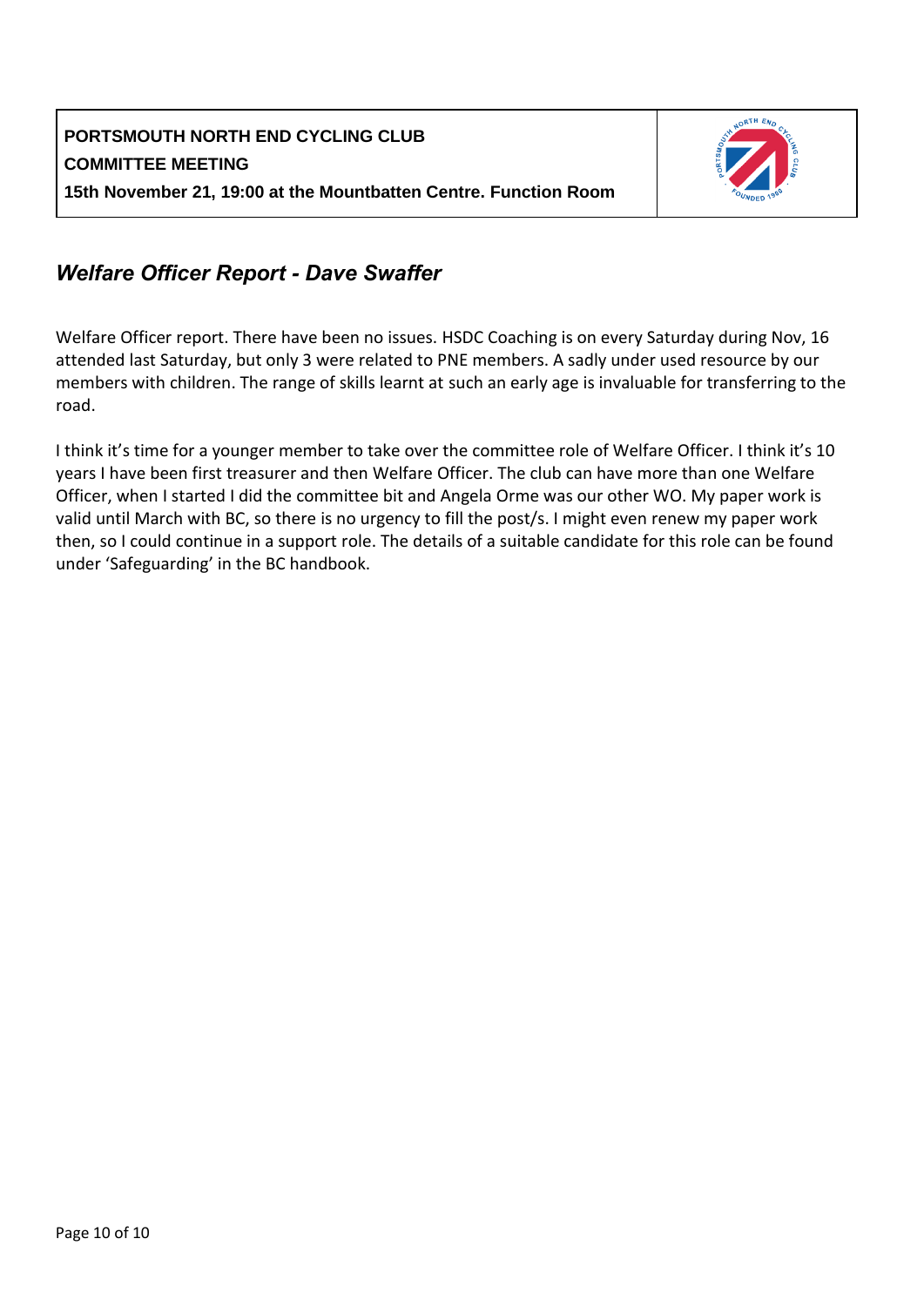**PORTSMOUTH NORTH END CYCLING CLUB**
**COMMITTEE MEETING**
**15th November 21, 19:00 at the Mountbatten Centre. Function Room**

## *Welfare Officer Report - Dave Swaffer*

Welfare Officer report. There have been no issues. HSDC Coaching is on every Saturday during Nov, 16 attended last Saturday, but only 3 were related to PNE members. A sadly under used resource by our members with children. The range of skills learnt at such an early age is invaluable for transferring to the road.

I think it's time for a younger member to take over the committee role of Welfare Officer. I think it's 10 years I have been first treasurer and then Welfare Officer. The club can have more than one Welfare Officer, when I started I did the committee bit and Angela Orme was our other WO. My paper work is valid until March with BC, so there is no urgency to fill the post/s. I might even renew my paper work then, so I could continue in a support role. The details of a suitable candidate for this role can be found under 'Safeguarding' in the BC handbook.